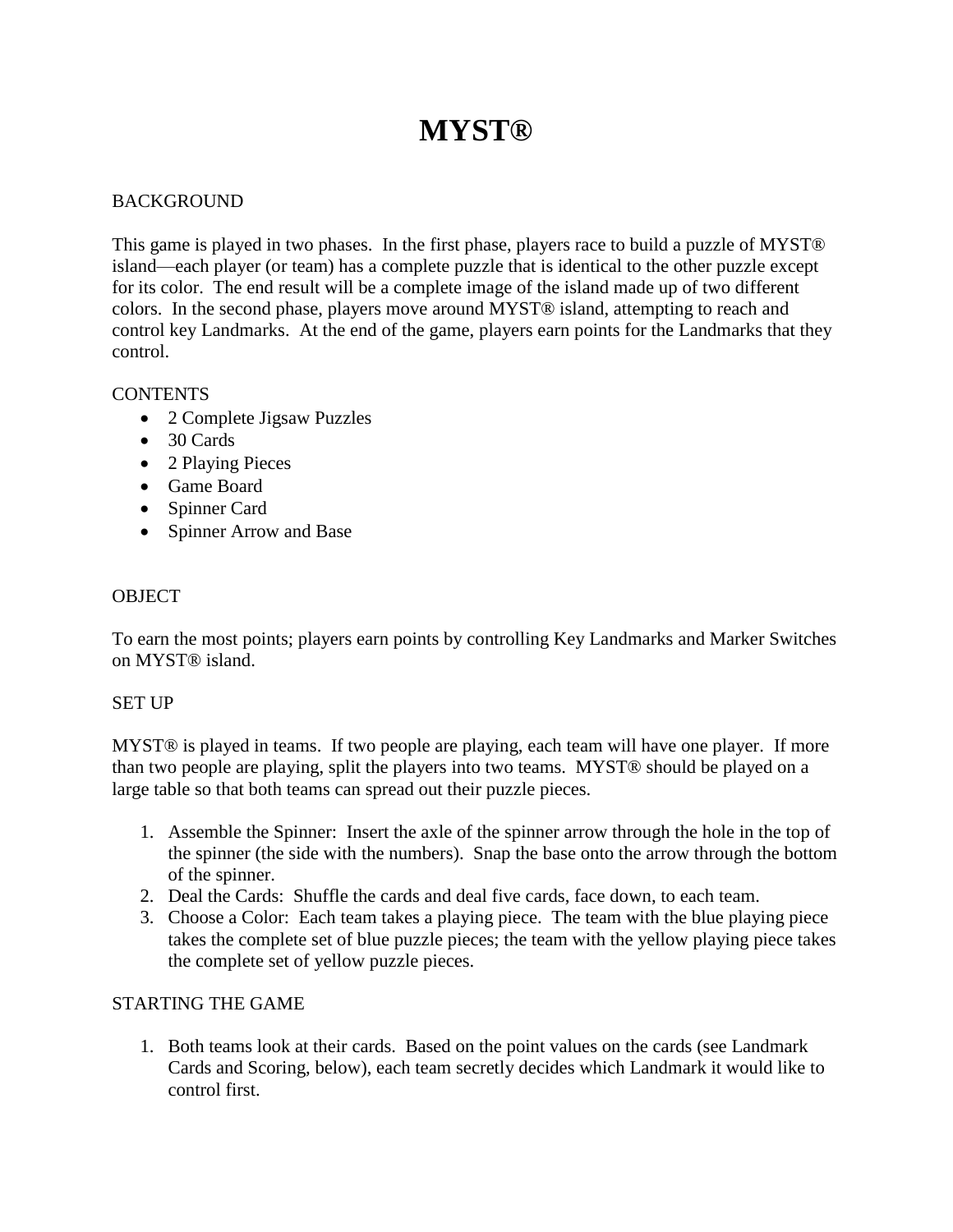# MYST®

## BACKGROUND

This game is played in two phases. In the first phase, players race to build a puzzle of MYST® island—each player (or team) has a complete puzzle that is identical to the other puzzle except for its color. The end result will be a complete image of the island made up of two different colors. In the second phase, players move around MYST® island, attempting to reach and control key Landmarks. At the end of the game, players earn points for the Landmarks that they control.

## CONTENTS

- 2 Complete Jigsaw Puzzles
- 30 Cards
- 2 Playing Pieces
- Game Board
- Spinner Card
- Spinner Arrow and Base

## OBJECT

To earn the most points; players earn points by controlling Key Landmarks and Marker Switches on MYST® island.

## SET UP

MYST® is played in teams. If two people are playing, each team will have one player. If more than two people are playing, split the players into two teams. MYST® should be played on a large table so that both teams can spread out their puzzle pieces.

1. Assemble the Spinner: Insert the axle of the spinner arrow through the hole in the top of the spinner (the side with the numbers). Snap the base onto the arrow through the bottom of the spinner.
2. Deal the Cards: Shuffle the cards and deal five cards, face down, to each team.
3. Choose a Color: Each team takes a playing piece. The team with the blue playing piece takes the complete set of blue puzzle pieces; the team with the yellow playing piece takes the complete set of yellow puzzle pieces.

## STARTING THE GAME

1. Both teams look at their cards. Based on the point values on the cards (see Landmark Cards and Scoring, below), each team secretly decides which Landmark it would like to control first.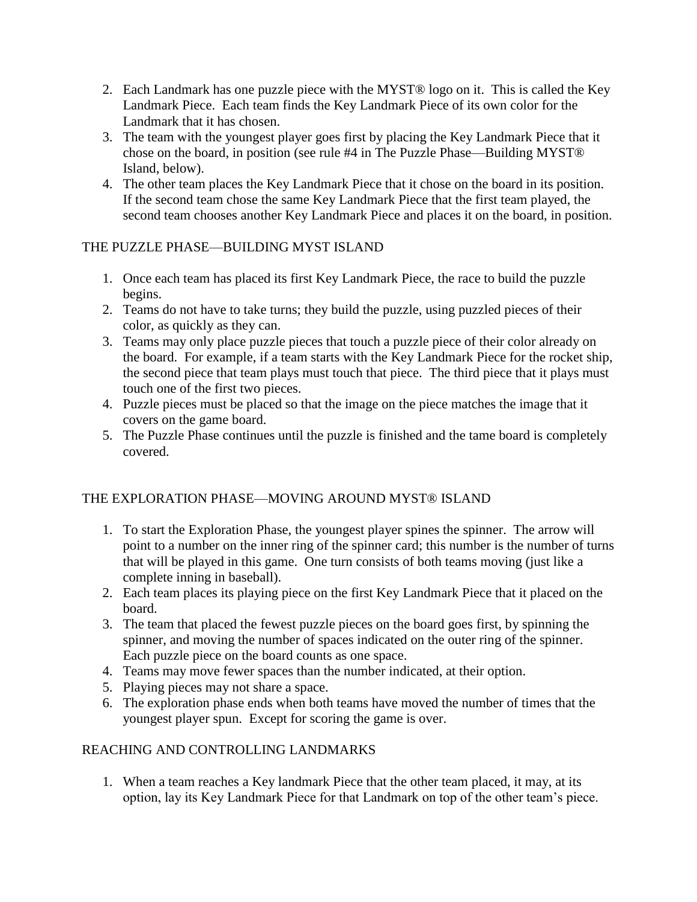2. Each Landmark has one puzzle piece with the MYST® logo on it. This is called the Key Landmark Piece. Each team finds the Key Landmark Piece of its own color for the Landmark that it has chosen.
3. The team with the youngest player goes first by placing the Key Landmark Piece that it chose on the board, in position (see rule #4 in The Puzzle Phase—Building MYST® Island, below).
4. The other team places the Key Landmark Piece that it chose on the board in its position. If the second team chose the same Key Landmark Piece that the first team played, the second team chooses another Key Landmark Piece and places it on the board, in position.

## THE PUZZLE PHASE—BUILDING MYST ISLAND

1. Once each team has placed its first Key Landmark Piece, the race to build the puzzle begins.
2. Teams do not have to take turns; they build the puzzle, using puzzled pieces of their color, as quickly as they can.
3. Teams may only place puzzle pieces that touch a puzzle piece of their color already on the board. For example, if a team starts with the Key Landmark Piece for the rocket ship, the second piece that team plays must touch that piece. The third piece that it plays must touch one of the first two pieces.
4. Puzzle pieces must be placed so that the image on the piece matches the image that it covers on the game board.
5. The Puzzle Phase continues until the puzzle is finished and the tame board is completely covered.

## THE EXPLORATION PHASE—MOVING AROUND MYST® ISLAND

1. To start the Exploration Phase, the youngest player spines the spinner. The arrow will point to a number on the inner ring of the spinner card; this number is the number of turns that will be played in this game. One turn consists of both teams moving (just like a complete inning in baseball).
2. Each team places its playing piece on the first Key Landmark Piece that it placed on the board.
3. The team that placed the fewest puzzle pieces on the board goes first, by spinning the spinner, and moving the number of spaces indicated on the outer ring of the spinner. Each puzzle piece on the board counts as one space.
4. Teams may move fewer spaces than the number indicated, at their option.
5. Playing pieces may not share a space.
6. The exploration phase ends when both teams have moved the number of times that the youngest player spun. Except for scoring the game is over.

## REACHING AND CONTROLLING LANDMARKS

1. When a team reaches a Key landmark Piece that the other team placed, it may, at its option, lay its Key Landmark Piece for that Landmark on top of the other team's piece.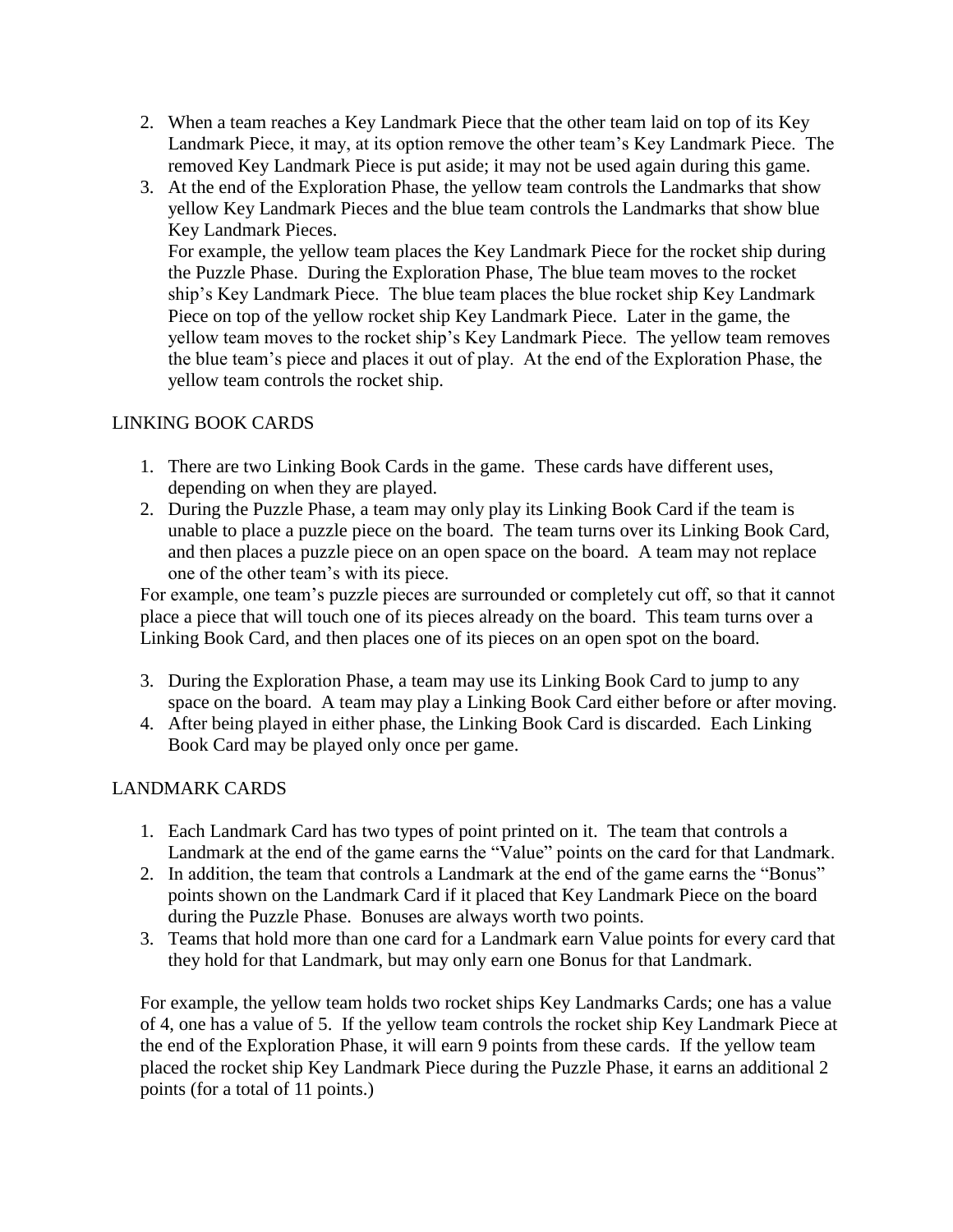2. When a team reaches a Key Landmark Piece that the other team laid on top of its Key Landmark Piece, it may, at its option remove the other team's Key Landmark Piece. The removed Key Landmark Piece is put aside; it may not be used again during this game.
3. At the end of the Exploration Phase, the yellow team controls the Landmarks that show yellow Key Landmark Pieces and the blue team controls the Landmarks that show blue Key Landmark Pieces.
   For example, the yellow team places the Key Landmark Piece for the rocket ship during the Puzzle Phase. During the Exploration Phase, The blue team moves to the rocket ship's Key Landmark Piece. The blue team places the blue rocket ship Key Landmark Piece on top of the yellow rocket ship Key Landmark Piece. Later in the game, the yellow team moves to the rocket ship's Key Landmark Piece. The yellow team removes the blue team's piece and places it out of play. At the end of the Exploration Phase, the yellow team controls the rocket ship.

## LINKING BOOK CARDS

1. There are two Linking Book Cards in the game. These cards have different uses, depending on when they are played.
2. During the Puzzle Phase, a team may only play its Linking Book Card if the team is unable to place a puzzle piece on the board. The team turns over its Linking Book Card, and then places a puzzle piece on an open space on the board. A team may not replace one of the other team's with its piece.

For example, one team's puzzle pieces are surrounded or completely cut off, so that it cannot place a piece that will touch one of its pieces already on the board. This team turns over a Linking Book Card, and then places one of its pieces on an open spot on the board.

3. During the Exploration Phase, a team may use its Linking Book Card to jump to any space on the board. A team may play a Linking Book Card either before or after moving.
4. After being played in either phase, the Linking Book Card is discarded. Each Linking Book Card may be played only once per game.

## LANDMARK CARDS

1. Each Landmark Card has two types of point printed on it. The team that controls a Landmark at the end of the game earns the "Value" points on the card for that Landmark.
2. In addition, the team that controls a Landmark at the end of the game earns the "Bonus" points shown on the Landmark Card if it placed that Key Landmark Piece on the board during the Puzzle Phase. Bonuses are always worth two points.
3. Teams that hold more than one card for a Landmark earn Value points for every card that they hold for that Landmark, but may only earn one Bonus for that Landmark.

For example, the yellow team holds two rocket ships Key Landmarks Cards; one has a value of 4, one has a value of 5. If the yellow team controls the rocket ship Key Landmark Piece at the end of the Exploration Phase, it will earn 9 points from these cards. If the yellow team placed the rocket ship Key Landmark Piece during the Puzzle Phase, it earns an additional 2 points (for a total of 11 points.)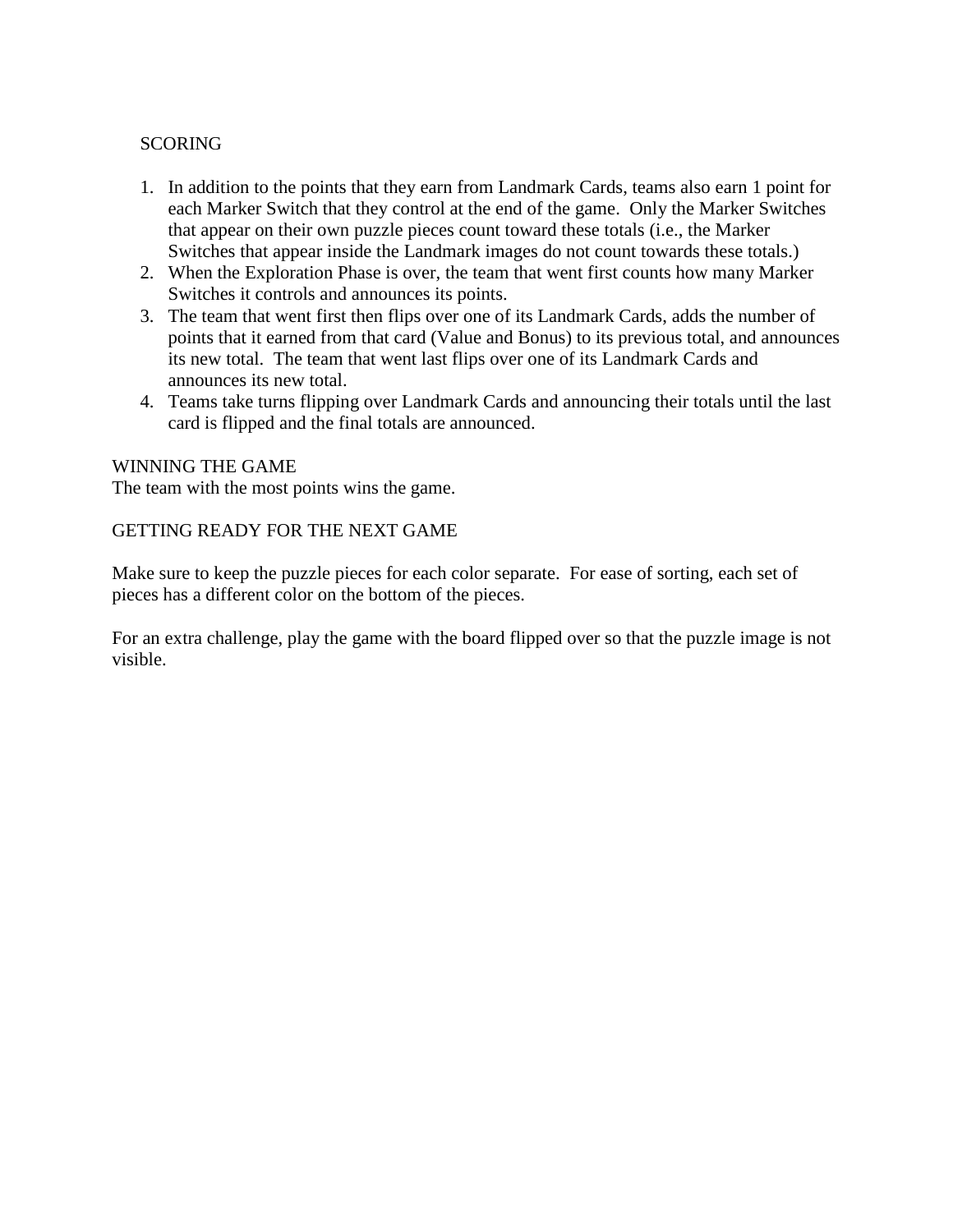## SCORING

1. In addition to the points that they earn from Landmark Cards, teams also earn 1 point for each Marker Switch that they control at the end of the game. Only the Marker Switches that appear on their own puzzle pieces count toward these totals (i.e., the Marker Switches that appear inside the Landmark images do not count towards these totals.)
2. When the Exploration Phase is over, the team that went first counts how many Marker Switches it controls and announces its points.
3. The team that went first then flips over one of its Landmark Cards, adds the number of points that it earned from that card (Value and Bonus) to its previous total, and announces its new total. The team that went last flips over one of its Landmark Cards and announces its new total.
4. Teams take turns flipping over Landmark Cards and announcing their totals until the last card is flipped and the final totals are announced.

## WINNING THE GAME

The team with the most points wins the game.

## GETTING READY FOR THE NEXT GAME

Make sure to keep the puzzle pieces for each color separate. For ease of sorting, each set of pieces has a different color on the bottom of the pieces.

For an extra challenge, play the game with the board flipped over so that the puzzle image is not visible.